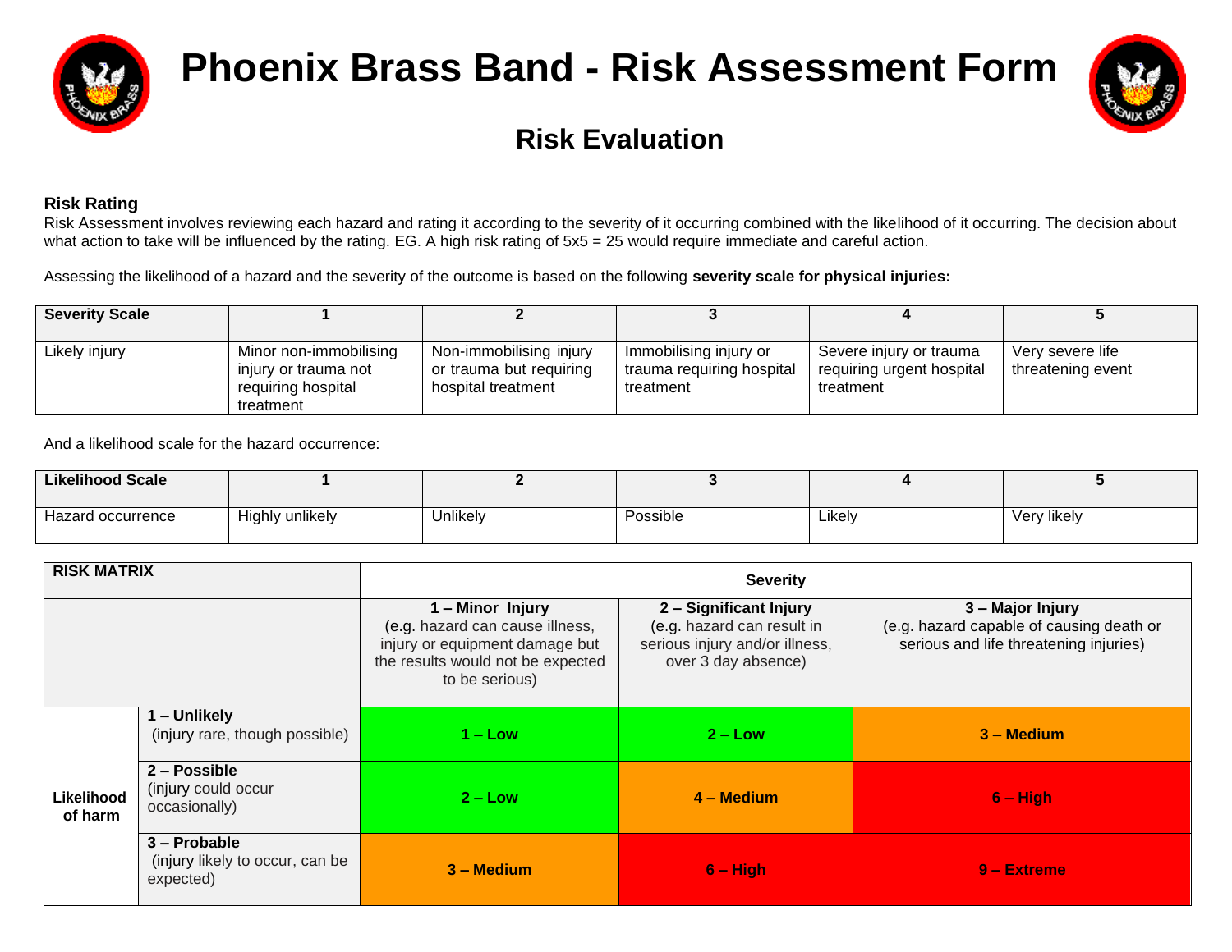# Phoenix Brass Band - Risk Assessment Form

## Risk Evaluation

**Risk Rating**

Risk Assessment involves reviewing each hazard and rating it according to the severity of it occurring combined with the likelihood of it occurring. The decision about what action to take will be influenced by the rating. EG. A high risk rating of 5x5 = 25 would require immediate and careful action.

Assessing the likelihood of a hazard and the severity of the outcome is based on the following **severity scale for physical injuries:**

| **Severity Scale** | **1** | **2** | **3** | **4** | **5** |
|---|---|---|---|---|---|
| Likely injury | Minor non-immobilising injury or trauma not requiring hospital treatment | Non-immobilising injury or trauma but requiring hospital treatment | Immobilising injury or trauma requiring hospital treatment | Severe injury or trauma requiring urgent hospital treatment | Very severe life threatening event |

And a likelihood scale for the hazard occurrence:

| **Likelihood Scale** | **1** | **2** | **3** | **4** | **5** |
|---|---|---|---|---|---|
| Hazard occurrence | Highly unlikely | Unlikely | Possible | Likely | Very likely |

| **RISK MATRIX** | | **Severity** | | |
|---|---|---|---|---|
| | | **1 – Minor Injury** (e.g. hazard can cause illness, injury or equipment damage but the results would not be expected to be serious) | **2 – Significant Injury** (e.g. hazard can result in serious injury and/or illness, over 3 day absence) | **3 – Major Injury** (e.g. hazard capable of causing death or serious and life threatening injuries) |
| **Likelihood of harm** | **1 – Unlikely** (injury rare, though possible) | **1 – Low** | **2 – Low** | **3 – Medium** |
| | **2 – Possible** (injury could occur occasionally) | **2 – Low** | **4 – Medium** | **6 – High** |
| | **3 – Probable** (injury likely to occur, can be expected) | **3 – Medium** | **6 – High** | **9 – Extreme** |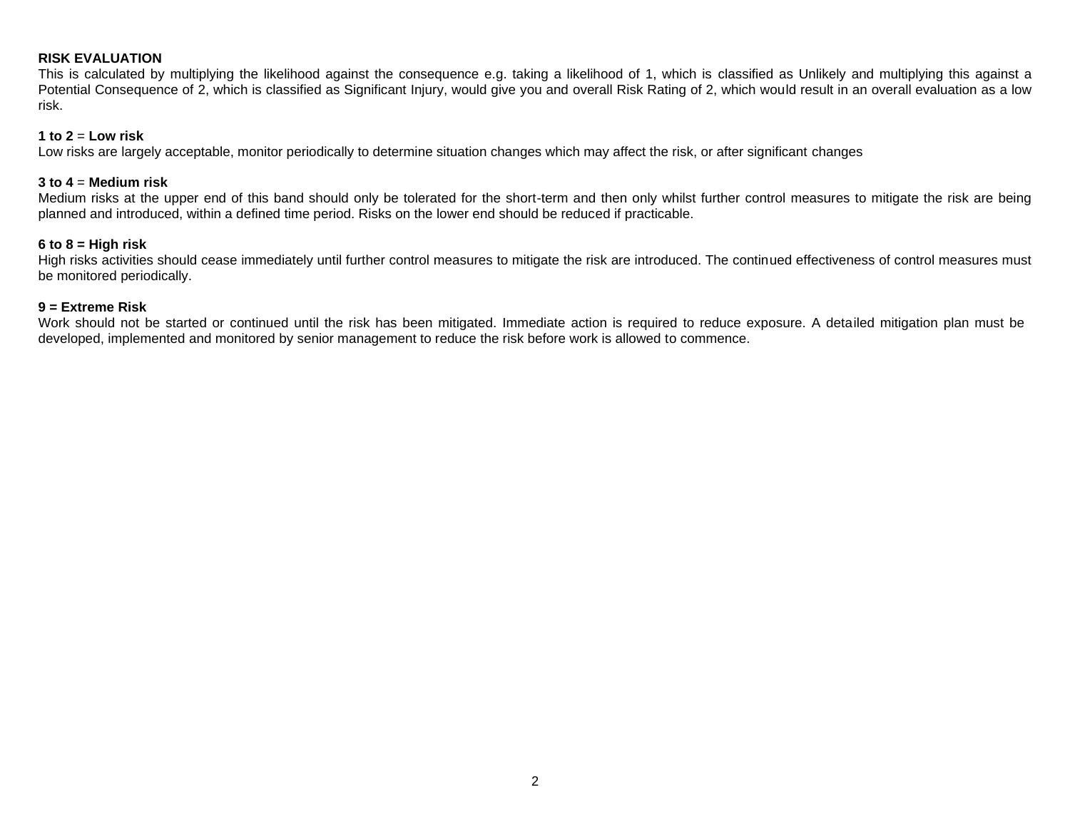**RISK EVALUATION**

This is calculated by multiplying the likelihood against the consequence e.g. taking a likelihood of 1, which is classified as Unlikely and multiplying this against a Potential Consequence of 2, which is classified as Significant Injury, would give you and overall Risk Rating of 2, which would result in an overall evaluation as a low risk.

**1 to 2** = **Low risk**

Low risks are largely acceptable, monitor periodically to determine situation changes which may affect the risk, or after significant changes

**3 to 4** = **Medium risk**

Medium risks at the upper end of this band should only be tolerated for the short-term and then only whilst further control measures to mitigate the risk are being planned and introduced, within a defined time period. Risks on the lower end should be reduced if practicable.

**6 to 8 = High risk**

High risks activities should cease immediately until further control measures to mitigate the risk are introduced. The continued effectiveness of control measures must be monitored periodically.

**9 = Extreme Risk**

Work should not be started or continued until the risk has been mitigated. Immediate action is required to reduce exposure. A detailed mitigation plan must be developed, implemented and monitored by senior management to reduce the risk before work is allowed to commence.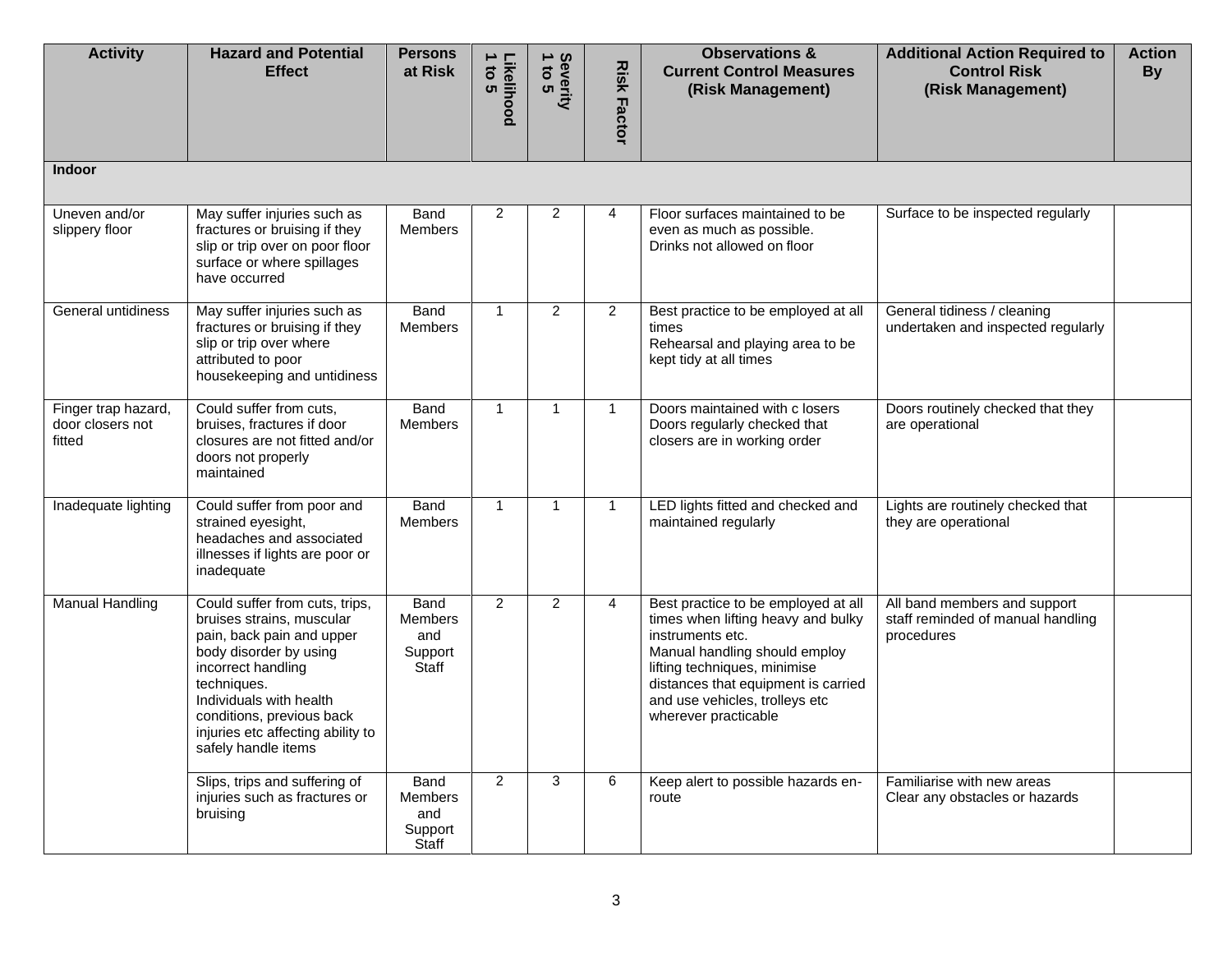| Activity | Hazard and Potential Effect | Persons at Risk | Likelihood 1 to 5 | Severity 1 to 5 | Risk Factor | Observations & Current Control Measures (Risk Management) | Additional Action Required to Control Risk (Risk Management) | Action By |
|---|---|---|---|---|---|---|---|---|
| **Indoor** | | | | | | | | |
| Uneven and/or slippery floor | May suffer injuries such as fractures or bruising if they slip or trip over on poor floor surface or where spillages have occurred | Band Members | 2 | 2 | 4 | Floor surfaces maintained to be even as much as possible.<br>Drinks not allowed on floor | Surface to be inspected regularly | |
| General untidiness | May suffer injuries such as fractures or bruising if they slip or trip over where attributed to poor housekeeping and untidiness | Band Members | 1 | 2 | 2 | Best practice to be employed at all times<br>Rehearsal and playing area to be kept tidy at all times | General tidiness / cleaning undertaken and inspected regularly | |
| Finger trap hazard, door closers not fitted | Could suffer from cuts, bruises, fractures if door closures are not fitted and/or doors not properly maintained | Band Members | 1 | 1 | 1 | Doors maintained with c losers<br>Doors regularly checked that closers are in working order | Doors routinely checked that they are operational | |
| Inadequate lighting | Could suffer from poor and strained eyesight, headaches and associated illnesses if lights are poor or inadequate | Band Members | 1 | 1 | 1 | LED lights fitted and checked and maintained regularly | Lights are routinely checked that they are operational | |
| Manual Handling | Could suffer from cuts, trips, bruises strains, muscular pain, back pain and upper body disorder by using incorrect handling techniques.<br>Individuals with health conditions, previous back injuries etc affecting ability to safely handle items | Band Members and Support Staff | 2 | 2 | 4 | Best practice to be employed at all times when lifting heavy and bulky instruments etc.<br>Manual handling should employ lifting techniques, minimise distances that equipment is carried and use vehicles, trolleys etc wherever practicable | All band members and support staff reminded of manual handling procedures | |
| | Slips, trips and suffering of injuries such as fractures or bruising | Band Members and Support Staff | 2 | 3 | 6 | Keep alert to possible hazards en-route | Familiarise with new areas<br>Clear any obstacles or hazards | |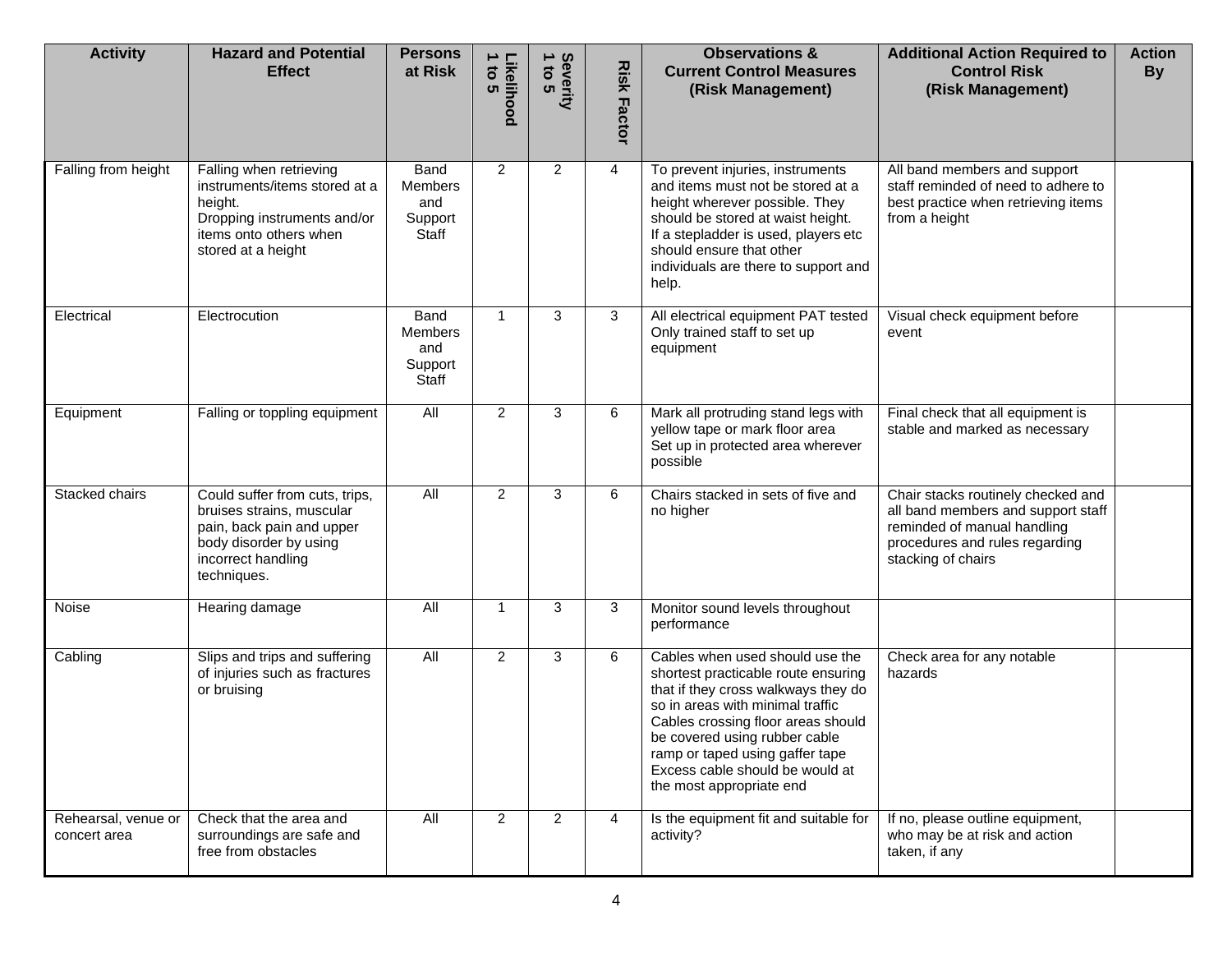| Activity | Hazard and Potential Effect | Persons at Risk | Likelihood 1 to 5 | Severity 1 to 5 | Risk Factor | Observations & Current Control Measures (Risk Management) | Additional Action Required to Control Risk (Risk Management) | Action By |
|---|---|---|---|---|---|---|---|---|
| Falling from height | Falling when retrieving instruments/items stored at a height.<br>Dropping instruments and/or items onto others when stored at a height | Band Members and Support Staff | 2 | 2 | 4 | To prevent injuries, instruments and items must not be stored at a height wherever possible. They should be stored at waist height.<br>If a stepladder is used, players etc should ensure that other individuals are there to support and help. | All band members and support staff reminded of need to adhere to best practice when retrieving items from a height | |
| Electrical | Electrocution | Band Members and Support Staff | 1 | 3 | 3 | All electrical equipment PAT tested<br>Only trained staff to set up equipment | Visual check equipment before event | |
| Equipment | Falling or toppling equipment | All | 2 | 3 | 6 | Mark all protruding stand legs with yellow tape or mark floor area<br>Set up in protected area wherever possible | Final check that all equipment is stable and marked as necessary | |
| Stacked chairs | Could suffer from cuts, trips, bruises strains, muscular pain, back pain and upper body disorder by using incorrect handling techniques. | All | 2 | 3 | 6 | Chairs stacked in sets of five and no higher | Chair stacks routinely checked and all band members and support staff reminded of manual handling procedures and rules regarding stacking of chairs | |
| Noise | Hearing damage | All | 1 | 3 | 3 | Monitor sound levels throughout performance | | |
| Cabling | Slips and trips and suffering of injuries such as fractures or bruising | All | 2 | 3 | 6 | Cables when used should use the shortest practicable route ensuring that if they cross walkways they do so in areas with minimal traffic<br>Cables crossing floor areas should be covered using rubber cable ramp or taped using gaffer tape<br>Excess cable should be would at the most appropriate end | Check area for any notable hazards | |
| Rehearsal, venue or concert area | Check that the area and surroundings are safe and free from obstacles | All | 2 | 2 | 4 | Is the equipment fit and suitable for activity? | If no, please outline equipment, who may be at risk and action taken, if any | |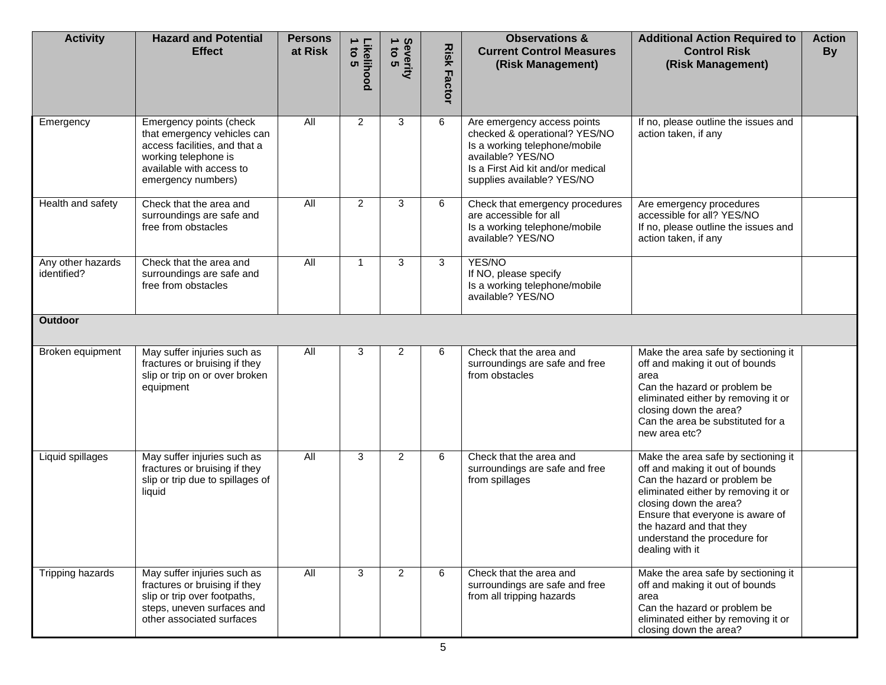| Activity | Hazard and Potential Effect | Persons at Risk | Likelihood 1 to 5 | Severity 1 to 5 | Risk Factor | Observations & Current Control Measures (Risk Management) | Additional Action Required to Control Risk (Risk Management) | Action By |
|---|---|---|---|---|---|---|---|---|
| Emergency | Emergency points (check that emergency vehicles can access facilities, and that a working telephone is available with access to emergency numbers) | All | 2 | 3 | 6 | Are emergency access points checked & operational? YES/NO<br>Is a working telephone/mobile available? YES/NO<br>Is a First Aid kit and/or medical supplies available? YES/NO | If no, please outline the issues and action taken, if any | |
| Health and safety | Check that the area and surroundings are safe and free from obstacles | All | 2 | 3 | 6 | Check that emergency procedures are accessible for all<br>Is a working telephone/mobile available? YES/NO | Are emergency procedures accessible for all? YES/NO<br>If no, please outline the issues and action taken, if any | |
| Any other hazards identified? | Check that the area and surroundings are safe and free from obstacles | All | 1 | 3 | 3 | YES/NO<br>If NO, please specify<br>Is a working telephone/mobile available? YES/NO | | |
| **Outdoor** | | | | | | | | |
| Broken equipment | May suffer injuries such as fractures or bruising if they slip or trip on or over broken equipment | All | 3 | 2 | 6 | Check that the area and surroundings are safe and free from obstacles | Make the area safe by sectioning it off and making it out of bounds area<br>Can the hazard or problem be eliminated either by removing it or closing down the area?<br>Can the area be substituted for a new area etc? | |
| Liquid spillages | May suffer injuries such as fractures or bruising if they slip or trip due to spillages of liquid | All | 3 | 2 | 6 | Check that the area and surroundings are safe and free from spillages | Make the area safe by sectioning it off and making it out of bounds<br>Can the hazard or problem be eliminated either by removing it or closing down the area?<br>Ensure that everyone is aware of the hazard and that they understand the procedure for dealing with it | |
| Tripping hazards | May suffer injuries such as fractures or bruising if they slip or trip over footpaths, steps, uneven surfaces and other associated surfaces | All | 3 | 2 | 6 | Check that the area and surroundings are safe and free from all tripping hazards | Make the area safe by sectioning it off and making it out of bounds area<br>Can the hazard or problem be eliminated either by removing it or closing down the area? | |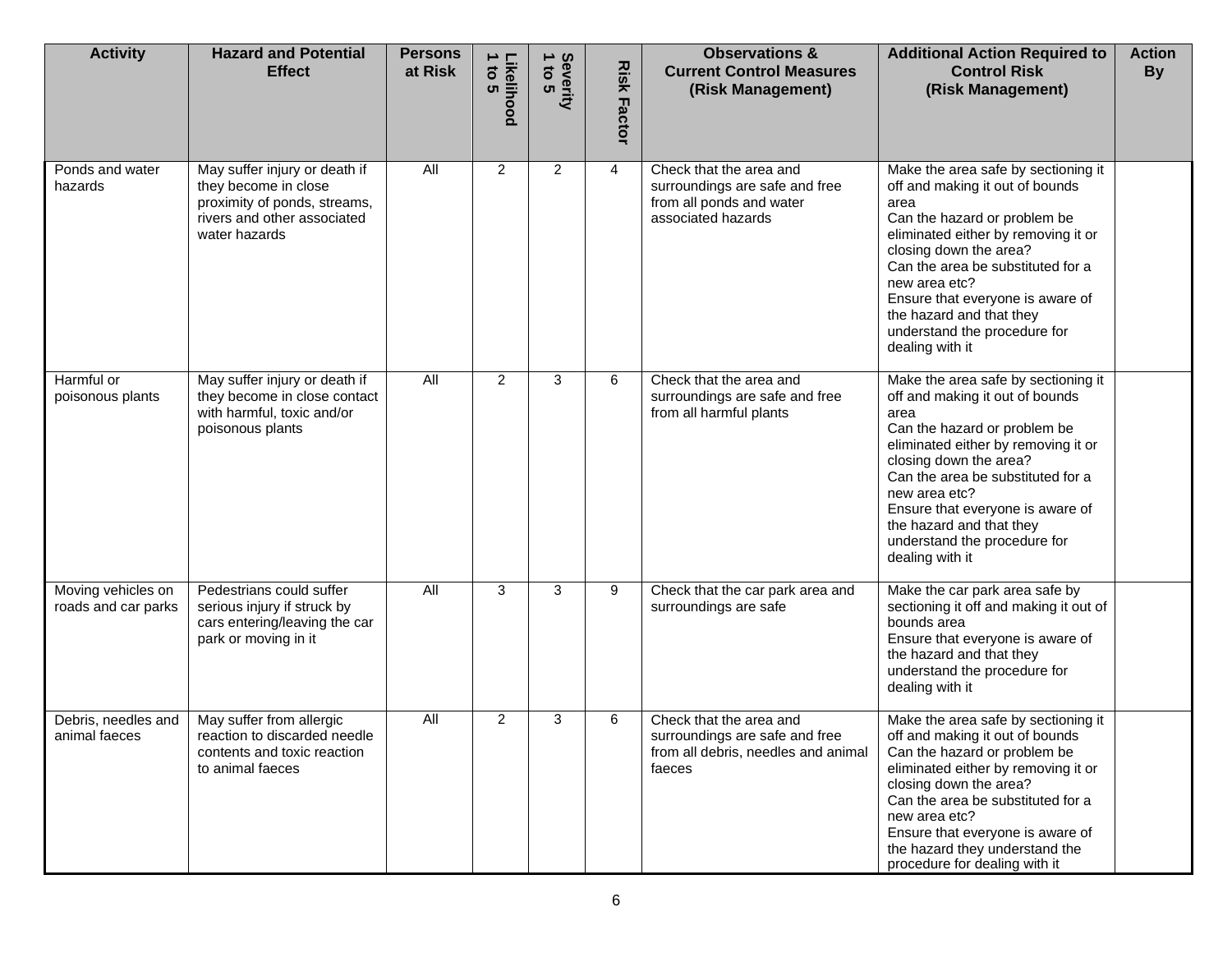| Activity | Hazard and Potential Effect | Persons at Risk | Likelihood 1 to 5 | Severity 1 to 5 | Risk Factor | Observations & Current Control Measures (Risk Management) | Additional Action Required to Control Risk (Risk Management) | Action By |
|---|---|---|---|---|---|---|---|---|
| Ponds and water hazards | May suffer injury or death if they become in close proximity of ponds, streams, rivers and other associated water hazards | All | 2 | 2 | 4 | Check that the area and surroundings are safe and free from all ponds and water associated hazards | Make the area safe by sectioning it off and making it out of bounds area<br>Can the hazard or problem be eliminated either by removing it or closing down the area?<br>Can the area be substituted for a new area etc?<br>Ensure that everyone is aware of the hazard and that they understand the procedure for dealing with it | |
| Harmful or poisonous plants | May suffer injury or death if they become in close contact with harmful, toxic and/or poisonous plants | All | 2 | 3 | 6 | Check that the area and surroundings are safe and free from all harmful plants | Make the area safe by sectioning it off and making it out of bounds area<br>Can the hazard or problem be eliminated either by removing it or closing down the area?<br>Can the area be substituted for a new area etc?<br>Ensure that everyone is aware of the hazard and that they understand the procedure for dealing with it | |
| Moving vehicles on roads and car parks | Pedestrians could suffer serious injury if struck by cars entering/leaving the car park or moving in it | All | 3 | 3 | 9 | Check that the car park area and surroundings are safe | Make the car park area safe by sectioning it off and making it out of bounds area<br>Ensure that everyone is aware of the hazard and that they understand the procedure for dealing with it | |
| Debris, needles and animal faeces | May suffer from allergic reaction to discarded needle contents and toxic reaction to animal faeces | All | 2 | 3 | 6 | Check that the area and surroundings are safe and free from all debris, needles and animal faeces | Make the area safe by sectioning it off and making it out of bounds<br>Can the hazard or problem be eliminated either by removing it or closing down the area?<br>Can the area be substituted for a new area etc?<br>Ensure that everyone is aware of the hazard they understand the procedure for dealing with it | |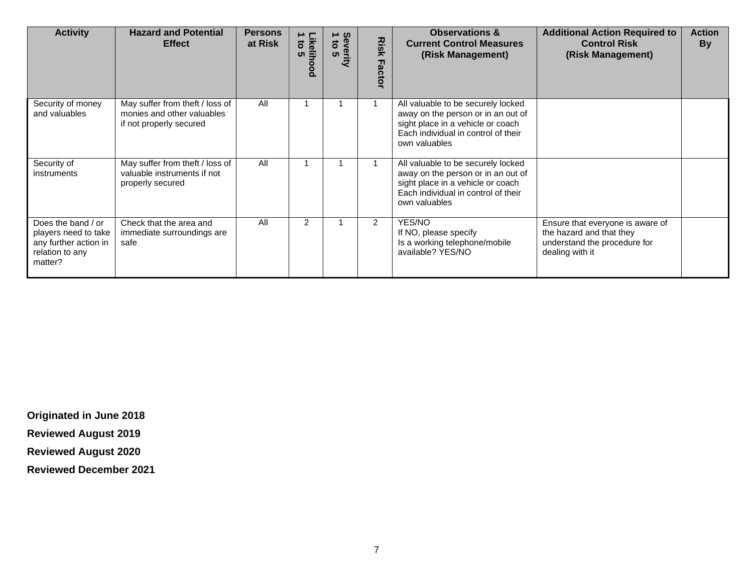| Activity | Hazard and Potential Effect | Persons at Risk | Likelihood 1 to 5 | Severity 1 to 5 | Risk Factor | Observations & Current Control Measures (Risk Management) | Additional Action Required to Control Risk (Risk Management) | Action By |
|---|---|---|---|---|---|---|---|---|
| Security of money and valuables | May suffer from theft / loss of monies and other valuables if not properly secured | All | 1 | 1 | 1 | All valuable to be securely locked away on the person or in an out of sight place in a vehicle or coach Each individual in control of their own valuables | | |
| Security of instruments | May suffer from theft / loss of valuable instruments if not properly secured | All | 1 | 1 | 1 | All valuable to be securely locked away on the person or in an out of sight place in a vehicle or coach Each individual in control of their own valuables | | |
| Does the band / or players need to take any further action in relation to any matter? | Check that the area and immediate surroundings are safe | All | 2 | 1 | 2 | YES/NO<br>If NO, please specify<br>Is a working telephone/mobile available? YES/NO | Ensure that everyone is aware of the hazard and that they understand the procedure for dealing with it | |

**Originated in June 2018**

**Reviewed August 2019**

**Reviewed August 2020**

**Reviewed December 2021**